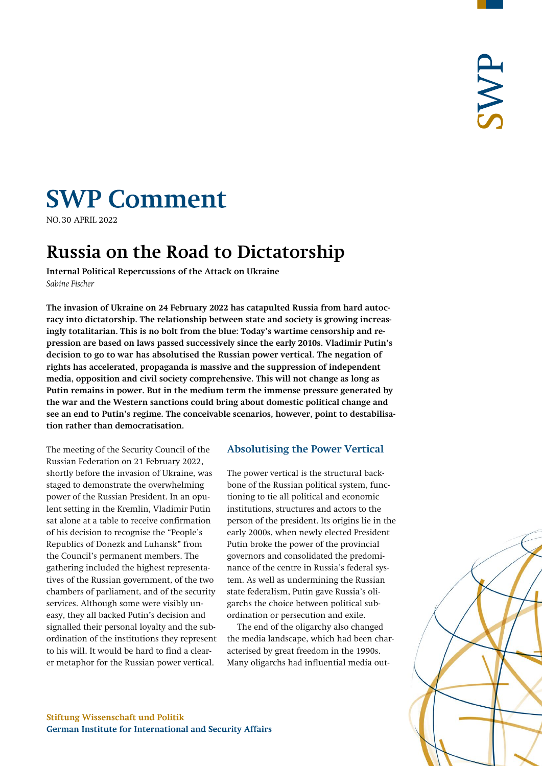# SWP Comment

NO. 30 APRIL 2022

## Russia on the Road to Dictatorship

**Internal Political Repercussions of the Attack on Ukraine**

*Sabine Fischer*

**The invasion of Ukraine on 24 February 2022 has catapulted Russia from hard autocracy into dictatorship. The relationship between state and society is growing increasingly totalitarian. This is no bolt from the blue: Today's wartime censorship and repression are based on laws passed successively since the early 2010s. Vladimir Putin's decision to go to war has absolutised the Russian power vertical. The negation of rights has accelerated, propaganda is massive and the suppression of independent media, opposition and civil society comprehensive. This will not change as long as Putin remains in power. But in the medium term the immense pressure generated by the war and the Western sanctions could bring about domestic political change and see an end to Putin's regime. The conceivable scenarios, however, point to destabilisation rather than democratisation.**

The meeting of the Security Council of the Russian Federation on 21 February 2022, shortly before the invasion of Ukraine, was staged to demonstrate the overwhelming power of the Russian President. In an opulent setting in the Kremlin, Vladimir Putin sat alone at a table to receive confirmation of his decision to recognise the "People's Republics of Donezk and Luhansk" from the Council's permanent members. The gathering included the highest representatives of the Russian government, of the two chambers of parliament, and of the security services. Although some were visibly uneasy, they all backed Putin's decision and signalled their personal loyalty and the subordination of the institutions they represent to his will. It would be hard to find a clearer metaphor for the Russian power vertical.

### Absolutising the Power Vertical

The power vertical is the structural backbone of the Russian political system, functioning to tie all political and economic institutions, structures and actors to the person of the president. Its origins lie in the early 2000s, when newly elected President Putin broke the power of the provincial governors and consolidated the predominance of the centre in Russia's federal system. As well as undermining the Russian state federalism, Putin gave Russia's oligarchs the choice between political subordination or persecution and exile.

The end of the oligarchy also changed the media landscape, which had been characterised by great freedom in the 1990s. Many oligarchs had influential media out-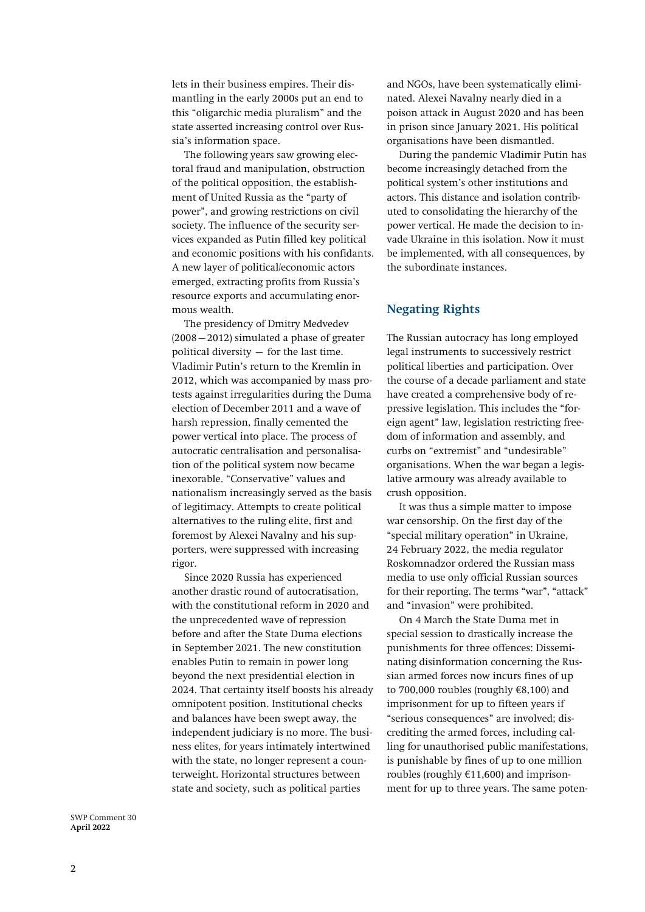lets in their business empires. Their dismantling in the early 2000s put an end to this "oligarchic media pluralism" and the state asserted increasing control over Russia's information space.

The following years saw growing electoral fraud and manipulation, obstruction of the political opposition, the establishment of United Russia as the "party of power", and growing restrictions on civil society. The influence of the security services expanded as Putin filled key political and economic positions with his confidants. A new layer of political/economic actors emerged, extracting profits from Russia's resource exports and accumulating enormous wealth.

The presidency of Dmitry Medvedev (2008—2012) simulated a phase of greater political diversity — for the last time. Vladimir Putin's return to the Kremlin in 2012, which was accompanied by mass protests against irregularities during the Duma election of December 2011 and a wave of harsh repression, finally cemented the power vertical into place. The process of autocratic centralisation and personalisation of the political system now became inexorable. "Conservative" values and nationalism increasingly served as the basis of legitimacy. Attempts to create political alternatives to the ruling elite, first and foremost by Alexei Navalny and his supporters, were suppressed with increasing rigor.

Since 2020 Russia has experienced another drastic round of autocratisation, with the constitutional reform in 2020 and the unprecedented wave of repression before and after the State Duma elections in September 2021. The new constitution enables Putin to remain in power long beyond the next presidential election in 2024. That certainty itself boosts his already omnipotent position. Institutional checks and balances have been swept away, the independent judiciary is no more. The business elites, for years intimately intertwined with the state, no longer represent a counterweight. Horizontal structures between state and society, such as political parties and NGOs, have been systematically eliminated. Alexei Navalny nearly died in a poison attack in August 2020 and has been in prison since January 2021. His political organisations have been dismantled.

During the pandemic Vladimir Putin has become increasingly detached from the political system's other institutions and actors. This distance and isolation contributed to consolidating the hierarchy of the power vertical. He made the decision to invade Ukraine in this isolation. Now it must be implemented, with all consequences, by the subordinate instances.

## Negating Rights

The Russian autocracy has long employed legal instruments to successively restrict political liberties and participation. Over the course of a decade parliament and state have created a comprehensive body of repressive legislation. This includes the "foreign agent" law, legislation restricting freedom of information and assembly, and curbs on "extremist" and "undesirable" organisations. When the war began a legislative armoury was already available to crush opposition.

It was thus a simple matter to impose war censorship. On the first day of the "special military operation" in Ukraine, 24 February 2022, the media regulator Roskomnadzor ordered the Russian mass media to use only official Russian sources for their reporting. The terms "war", "attack" and "invasion" were prohibited.

On 4 March the State Duma met in special session to drastically increase the punishments for three offences: Disseminating disinformation concerning the Russian armed forces now incurs fines of up to 700,000 roubles (roughly €8,100) and imprisonment for up to fifteen years if "serious consequences" are involved; discrediting the armed forces, including calling for unauthorised public manifestations, is punishable by fines of up to one million roubles (roughly €11,600) and imprisonment for up to three years. The same poten-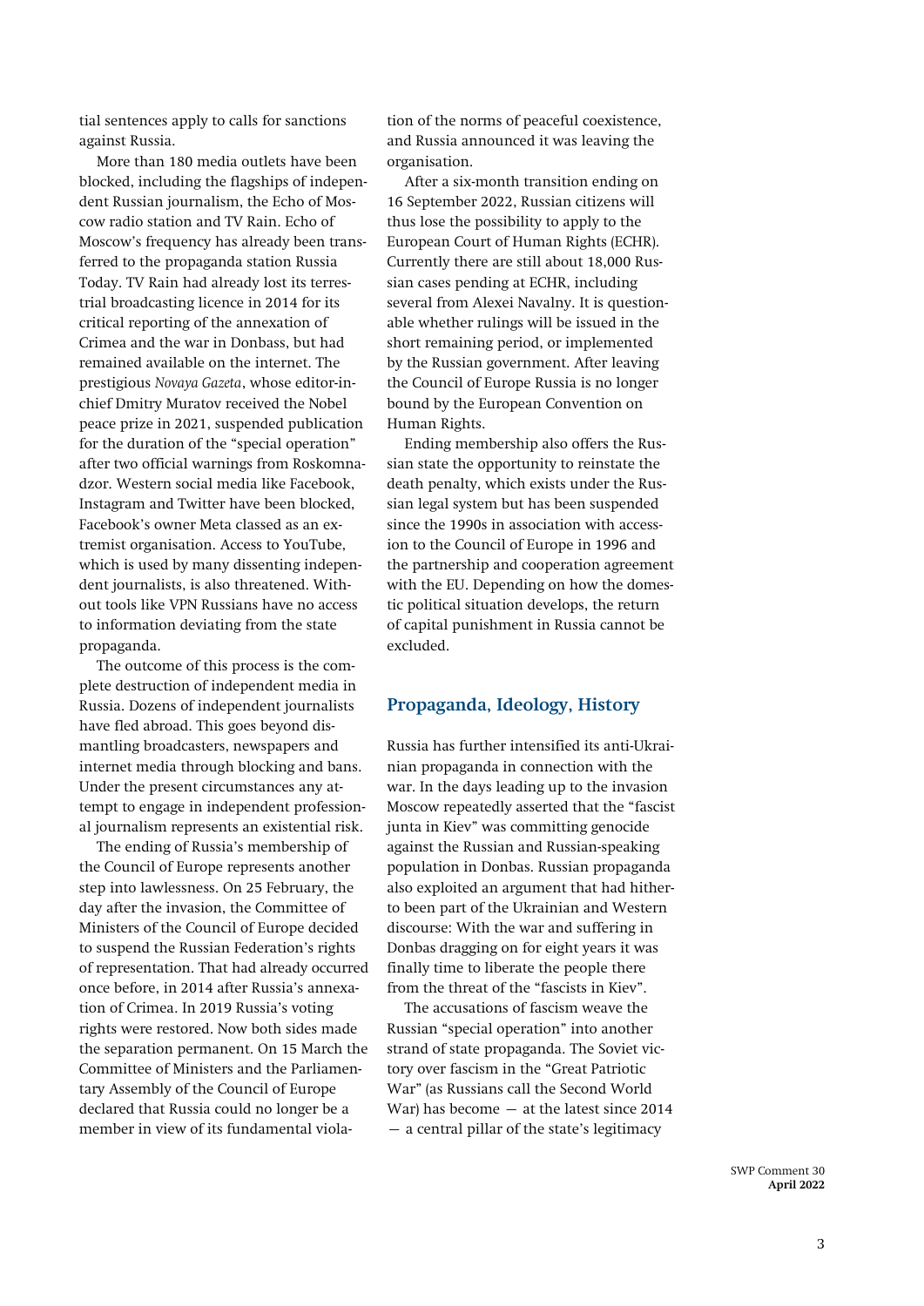tial sentences apply to calls for sanctions against Russia.

More than 180 media outlets have been blocked, including the flagships of independent Russian journalism, the Echo of Moscow radio station and TV Rain. Echo of Moscow's frequency has already been transferred to the propaganda station Russia Today. TV Rain had already lost its terrestrial broadcasting licence in 2014 for its critical reporting of the annexation of Crimea and the war in Donbass, but had remained available on the internet. The prestigious *Novaya Gazeta*, whose editor-in-chief Dmitry Muratov received the Nobel peace prize in 2021, suspended publication for the duration of the "special operation" after two official warnings from Roskomnadzor. Western social media like Facebook, Instagram and Twitter have been blocked, Facebook's owner Meta classed as an extremist organisation. Access to YouTube, which is used by many dissenting independent journalists, is also threatened. Without tools like VPN Russians have no access to information deviating from the state propaganda.

The outcome of this process is the complete destruction of independent media in Russia. Dozens of independent journalists have fled abroad. This goes beyond dismantling broadcasters, newspapers and internet media through blocking and bans. Under the present circumstances any attempt to engage in independent professional journalism represents an existential risk.

The ending of Russia's membership of the Council of Europe represents another step into lawlessness. On 25 February, the day after the invasion, the Committee of Ministers of the Council of Europe decided to suspend the Russian Federation's rights of representation. That had already occurred once before, in 2014 after Russia's annexation of Crimea. In 2019 Russia's voting rights were restored. Now both sides made the separation permanent. On 15 March the Committee of Ministers and the Parliamentary Assembly of the Council of Europe declared that Russia could no longer be a member in view of its fundamental violation of the norms of peaceful coexistence, and Russia announced it was leaving the organisation.

After a six-month transition ending on 16 September 2022, Russian citizens will thus lose the possibility to apply to the European Court of Human Rights (ECHR). Currently there are still about 18,000 Russian cases pending at ECHR, including several from Alexei Navalny. It is questionable whether rulings will be issued in the short remaining period, or implemented by the Russian government. After leaving the Council of Europe Russia is no longer bound by the European Convention on Human Rights.

Ending membership also offers the Russian state the opportunity to reinstate the death penalty, which exists under the Russian legal system but has been suspended since the 1990s in association with accession to the Council of Europe in 1996 and the partnership and cooperation agreement with the EU. Depending on how the domestic political situation develops, the return of capital punishment in Russia cannot be excluded.

## Propaganda, Ideology, History

Russia has further intensified its anti-Ukrainian propaganda in connection with the war. In the days leading up to the invasion Moscow repeatedly asserted that the "fascist junta in Kiev" was committing genocide against the Russian and Russian-speaking population in Donbas. Russian propaganda also exploited an argument that had hitherto been part of the Ukrainian and Western discourse: With the war and suffering in Donbas dragging on for eight years it was finally time to liberate the people there from the threat of the "fascists in Kiev".

The accusations of fascism weave the Russian "special operation" into another strand of state propaganda. The Soviet victory over fascism in the "Great Patriotic War" (as Russians call the Second World War) has become — at the latest since 2014 — a central pillar of the state's legitimacy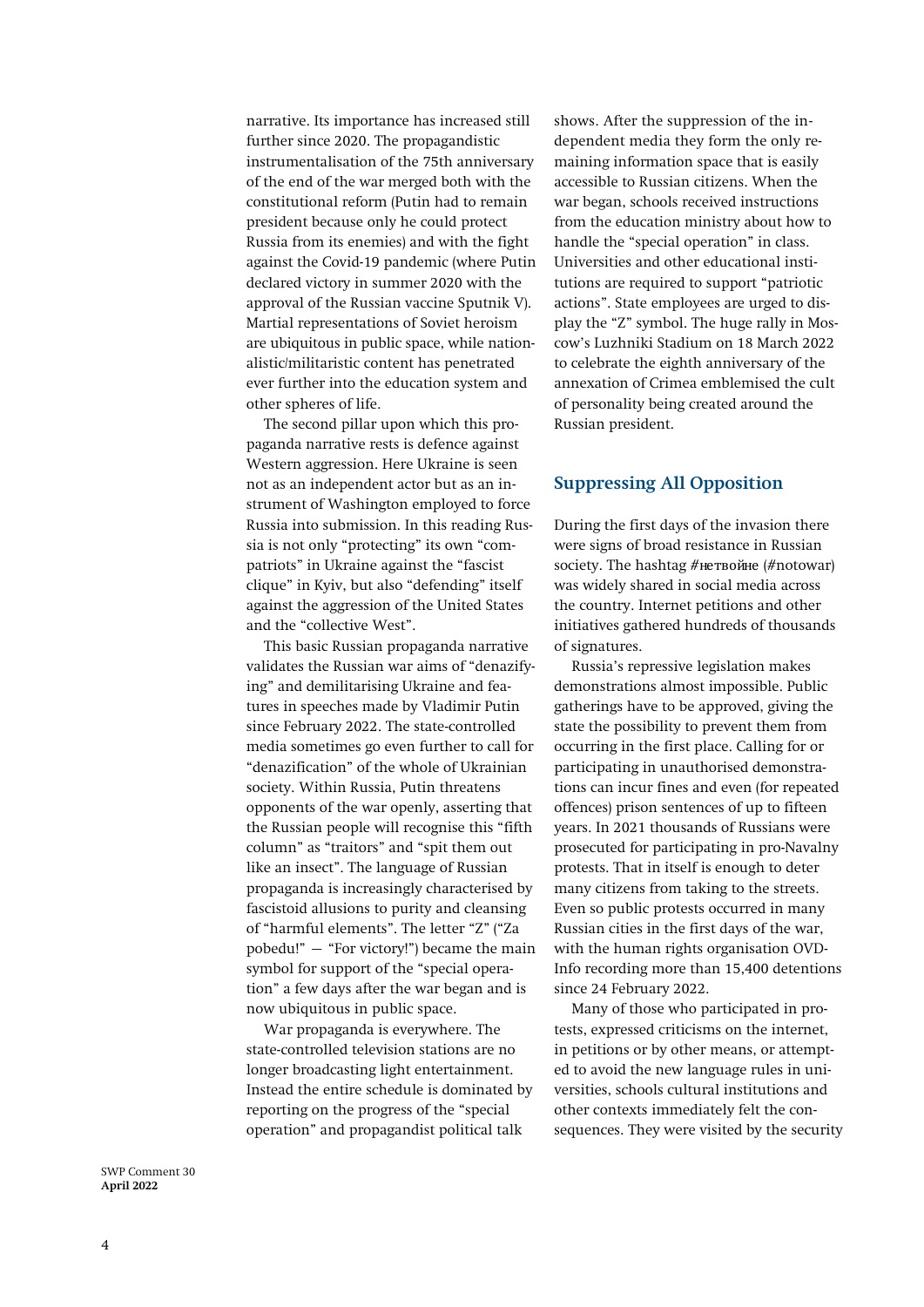narrative. Its importance has increased still further since 2020. The propagandistic instrumentalisation of the 75th anniversary of the end of the war merged both with the constitutional reform (Putin had to remain president because only he could protect Russia from its enemies) and with the fight against the Covid-19 pandemic (where Putin declared victory in summer 2020 with the approval of the Russian vaccine Sputnik V). Martial representations of Soviet heroism are ubiquitous in public space, while nationalistic/militaristic content has penetrated ever further into the education system and other spheres of life.

The second pillar upon which this propaganda narrative rests is defence against Western aggression. Here Ukraine is seen not as an independent actor but as an instrument of Washington employed to force Russia into submission. In this reading Russia is not only "protecting" its own "compatriots" in Ukraine against the "fascist clique" in Kyiv, but also "defending" itself against the aggression of the United States and the "collective West".

This basic Russian propaganda narrative validates the Russian war aims of "denazifying" and demilitarising Ukraine and features in speeches made by Vladimir Putin since February 2022. The state-controlled media sometimes go even further to call for "denazification" of the whole of Ukrainian society. Within Russia, Putin threatens opponents of the war openly, asserting that the Russian people will recognise this "fifth column" as "traitors" and "spit them out like an insect". The language of Russian propaganda is increasingly characterised by fascistoid allusions to purity and cleansing of "harmful elements". The letter "Z" ("Za pobedu!" — "For victory!") became the main symbol for support of the "special operation" a few days after the war began and is now ubiquitous in public space.

War propaganda is everywhere. The state-controlled television stations are no longer broadcasting light entertainment. Instead the entire schedule is dominated by reporting on the progress of the "special operation" and propagandist political talk shows. After the suppression of the independent media they form the only remaining information space that is easily accessible to Russian citizens. When the war began, schools received instructions from the education ministry about how to handle the "special operation" in class. Universities and other educational institutions are required to support "patriotic actions". State employees are urged to display the "Z" symbol. The huge rally in Moscow's Luzhniki Stadium on 18 March 2022 to celebrate the eighth anniversary of the annexation of Crimea emblemised the cult of personality being created around the Russian president.

## Suppressing All Opposition

During the first days of the invasion there were signs of broad resistance in Russian society. The hashtag #нетвойне (#notowar) was widely shared in social media across the country. Internet petitions and other initiatives gathered hundreds of thousands of signatures.

Russia's repressive legislation makes demonstrations almost impossible. Public gatherings have to be approved, giving the state the possibility to prevent them from occurring in the first place. Calling for or participating in unauthorised demonstrations can incur fines and even (for repeated offences) prison sentences of up to fifteen years. In 2021 thousands of Russians were prosecuted for participating in pro-Navalny protests. That in itself is enough to deter many citizens from taking to the streets. Even so public protests occurred in many Russian cities in the first days of the war, with the human rights organisation OVD-Info recording more than 15,400 detentions since 24 February 2022.

Many of those who participated in protests, expressed criticisms on the internet, in petitions or by other means, or attempted to avoid the new language rules in universities, schools cultural institutions and other contexts immediately felt the consequences. They were visited by the security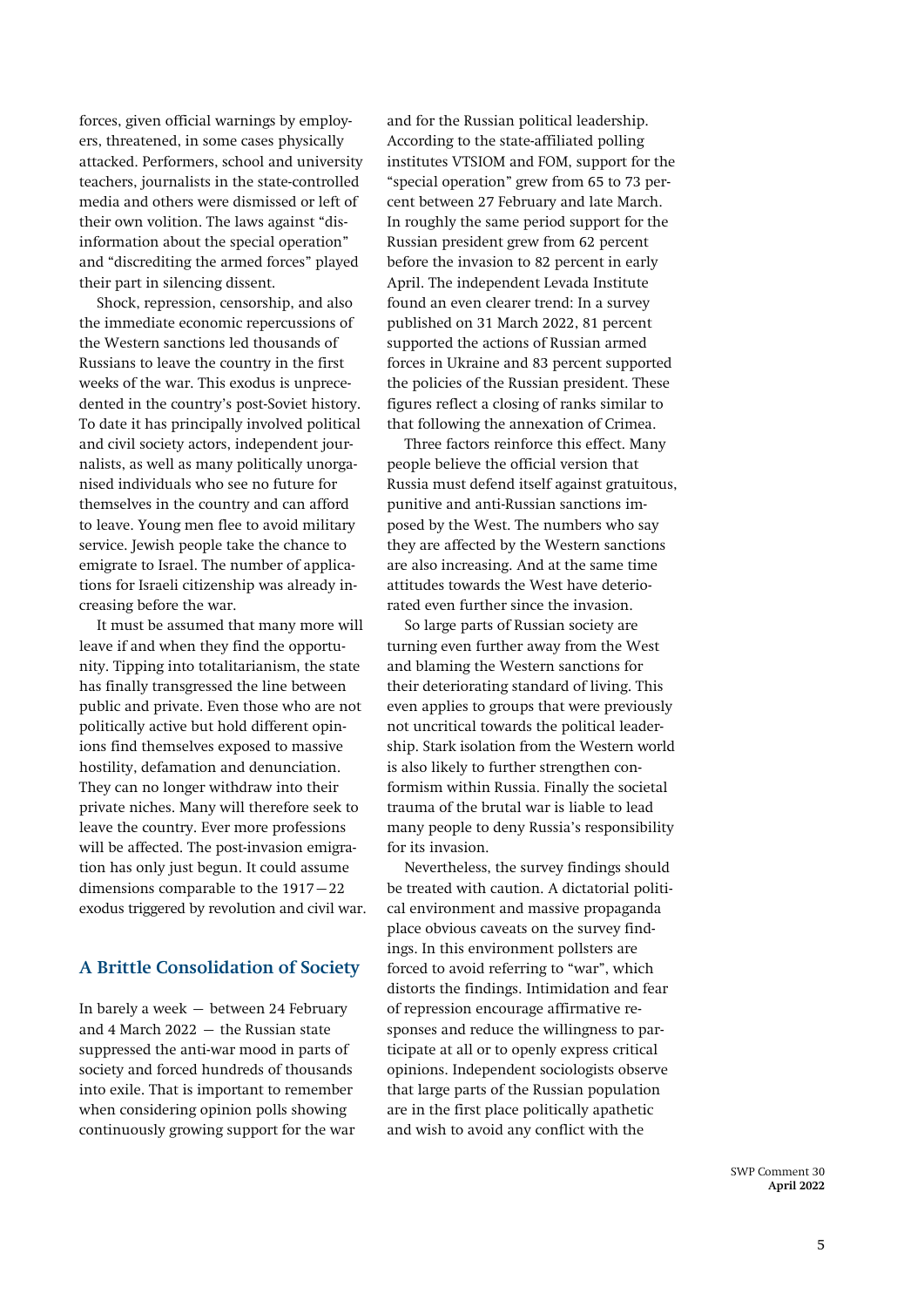forces, given official warnings by employers, threatened, in some cases physically attacked. Performers, school and university teachers, journalists in the state-controlled media and others were dismissed or left of their own volition. The laws against "disinformation about the special operation" and "discrediting the armed forces" played their part in silencing dissent.

Shock, repression, censorship, and also the immediate economic repercussions of the Western sanctions led thousands of Russians to leave the country in the first weeks of the war. This exodus is unprecedented in the country's post-Soviet history. To date it has principally involved political and civil society actors, independent journalists, as well as many politically unorganised individuals who see no future for themselves in the country and can afford to leave. Young men flee to avoid military service. Jewish people take the chance to emigrate to Israel. The number of applications for Israeli citizenship was already increasing before the war.

It must be assumed that many more will leave if and when they find the opportunity. Tipping into totalitarianism, the state has finally transgressed the line between public and private. Even those who are not politically active but hold different opinions find themselves exposed to massive hostility, defamation and denunciation. They can no longer withdraw into their private niches. Many will therefore seek to leave the country. Ever more professions will be affected. The post-invasion emigration has only just begun. It could assume dimensions comparable to the 1917–22 exodus triggered by revolution and civil war.

## A Brittle Consolidation of Society

In barely a week – between 24 February and 4 March 2022 – the Russian state suppressed the anti-war mood in parts of society and forced hundreds of thousands into exile. That is important to remember when considering opinion polls showing continuously growing support for the war and for the Russian political leadership. According to the state-affiliated polling institutes VTSIOM and FOM, support for the "special operation" grew from 65 to 73 percent between 27 February and late March. In roughly the same period support for the Russian president grew from 62 percent before the invasion to 82 percent in early April. The independent Levada Institute found an even clearer trend: In a survey published on 31 March 2022, 81 percent supported the actions of Russian armed forces in Ukraine and 83 percent supported the policies of the Russian president. These figures reflect a closing of ranks similar to that following the annexation of Crimea.

Three factors reinforce this effect. Many people believe the official version that Russia must defend itself against gratuitous, punitive and anti-Russian sanctions imposed by the West. The numbers who say they are affected by the Western sanctions are also increasing. And at the same time attitudes towards the West have deteriorated even further since the invasion.

So large parts of Russian society are turning even further away from the West and blaming the Western sanctions for their deteriorating standard of living. This even applies to groups that were previously not uncritical towards the political leadership. Stark isolation from the Western world is also likely to further strengthen conformism within Russia. Finally the societal trauma of the brutal war is liable to lead many people to deny Russia's responsibility for its invasion.

Nevertheless, the survey findings should be treated with caution. A dictatorial political environment and massive propaganda place obvious caveats on the survey findings. In this environment pollsters are forced to avoid referring to "war", which distorts the findings. Intimidation and fear of repression encourage affirmative responses and reduce the willingness to participate at all or to openly express critical opinions. Independent sociologists observe that large parts of the Russian population are in the first place politically apathetic and wish to avoid any conflict with the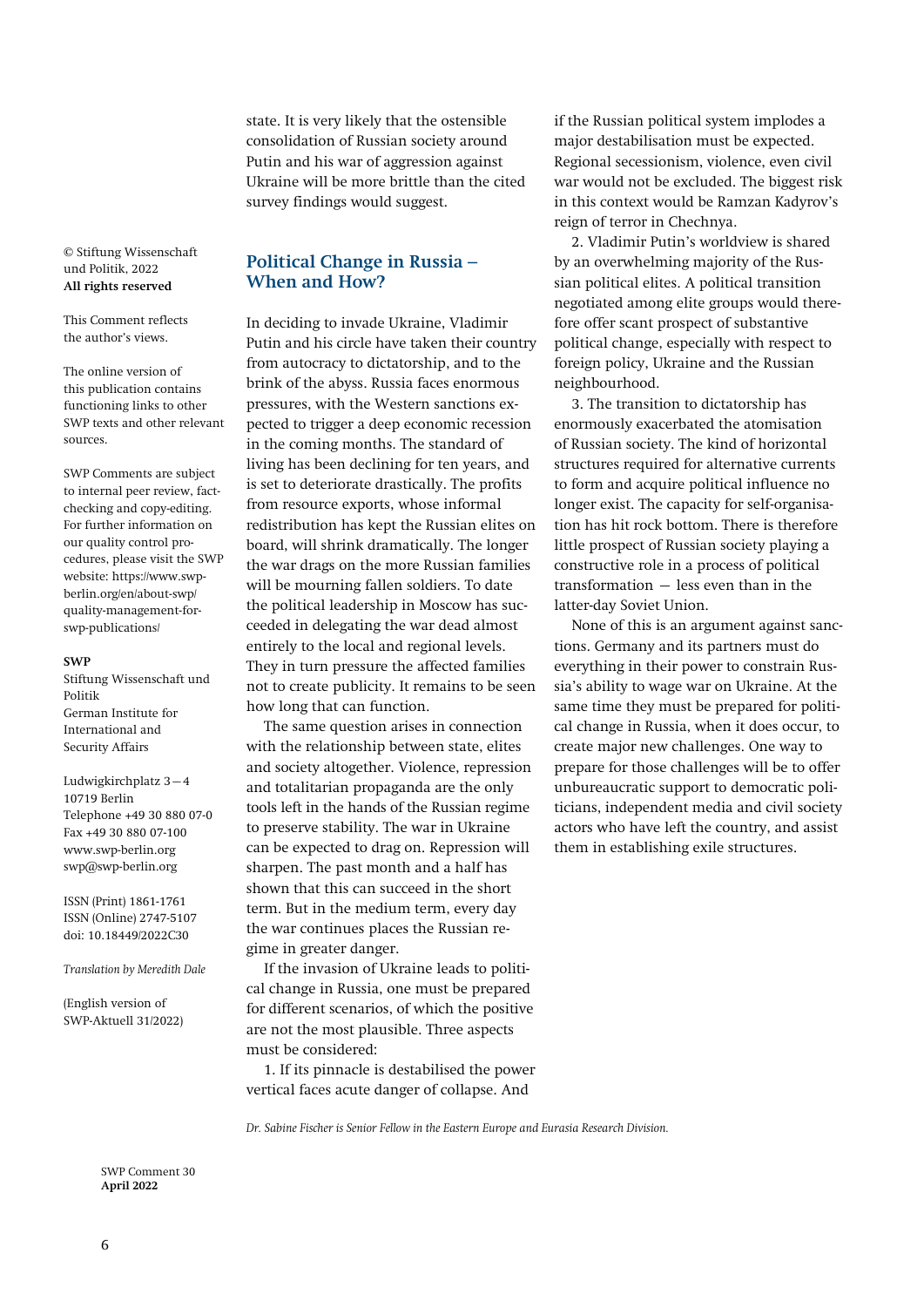state. It is very likely that the ostensible consolidation of Russian society around Putin and his war of aggression against Ukraine will be more brittle than the cited survey findings would suggest.

## Political Change in Russia – When and How?

In deciding to invade Ukraine, Vladimir Putin and his circle have taken their country from autocracy to dictatorship, and to the brink of the abyss. Russia faces enormous pressures, with the Western sanctions expected to trigger a deep economic recession in the coming months. The standard of living has been declining for ten years, and is set to deteriorate drastically. The profits from resource exports, whose informal redistribution has kept the Russian elites on board, will shrink dramatically. The longer the war drags on the more Russian families will be mourning fallen soldiers. To date the political leadership in Moscow has succeeded in delegating the war dead almost entirely to the local and regional levels. They in turn pressure the affected families not to create publicity. It remains to be seen how long that can function.

The same question arises in connection with the relationship between state, elites and society altogether. Violence, repression and totalitarian propaganda are the only tools left in the hands of the Russian regime to preserve stability. The war in Ukraine can be expected to drag on. Repression will sharpen. The past month and a half has shown that this can succeed in the short term. But in the medium term, every day the war continues places the Russian regime in greater danger.

If the invasion of Ukraine leads to political change in Russia, one must be prepared for different scenarios, of which the positive are not the most plausible. Three aspects must be considered:

1. If its pinnacle is destabilised the power vertical faces acute danger of collapse. And if the Russian political system implodes a major destabilisation must be expected. Regional secessionism, violence, even civil war would not be excluded. The biggest risk in this context would be Ramzan Kadyrov's reign of terror in Chechnya.

2. Vladimir Putin's worldview is shared by an overwhelming majority of the Russian political elites. A political transition negotiated among elite groups would therefore offer scant prospect of substantive political change, especially with respect to foreign policy, Ukraine and the Russian neighbourhood.

3. The transition to dictatorship has enormously exacerbated the atomisation of Russian society. The kind of horizontal structures required for alternative currents to form and acquire political influence no longer exist. The capacity for self-organisation has hit rock bottom. There is therefore little prospect of Russian society playing a constructive role in a process of political transformation — less even than in the latter-day Soviet Union.

None of this is an argument against sanctions. Germany and its partners must do everything in their power to constrain Russia's ability to wage war on Ukraine. At the same time they must be prepared for political change in Russia, when it does occur, to create major new challenges. One way to prepare for those challenges will be to offer unbureaucratic support to democratic politicians, independent media and civil society actors who have left the country, and assist them in establishing exile structures.

*Dr. Sabine Fischer is Senior Fellow in the Eastern Europe and Eurasia Research Division.*

© Stiftung Wissenschaft und Politik, 2022
**All rights reserved**

This Comment reflects the author's views.

The online version of this publication contains functioning links to other SWP texts and other relevant sources.

SWP Comments are subject to internal peer review, fact-checking and copy-editing. For further information on our quality control procedures, please visit the SWP website: https://www.swp-berlin.org/en/about-swp/quality-management-for-swp-publications/

**SWP**
Stiftung Wissenschaft und Politik
German Institute for International and Security Affairs

Ludwigkirchplatz 3 — 4
10719 Berlin
Telephone +49 30 880 07-0
Fax +49 30 880 07-100
www.swp-berlin.org
swp@swp-berlin.org

ISSN (Print) 1861-1761
ISSN (Online) 2747-5107
doi: 10.18449/2022C30

*Translation by Meredith Dale*

(English version of SWP-Aktuell 31/2022)